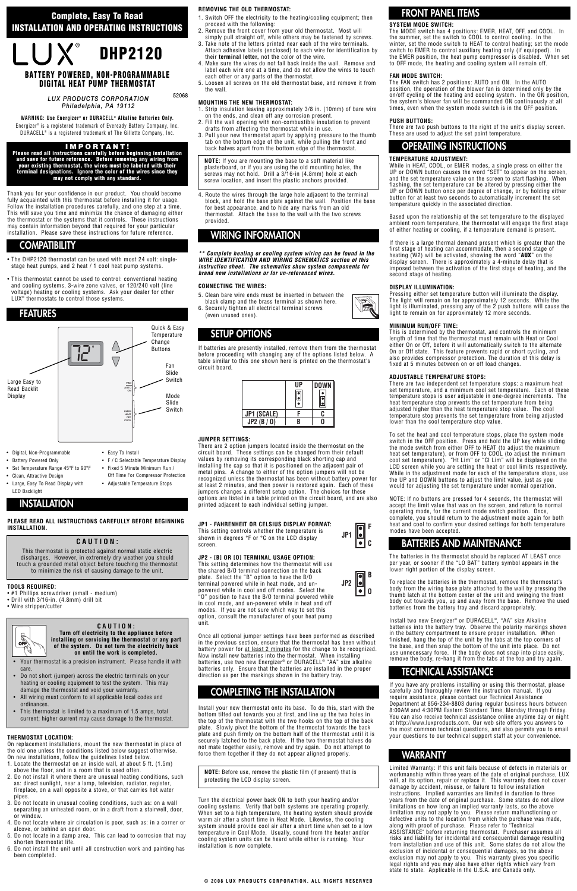## Complete, Easy To Read
## INSTALLATION AND OPERATING INSTRUCTIONS

# LUX® DHP2120

### BATTERY POWERED, NON-PROGRAMMABLE DIGITAL HEAT PUMP THERMOSTAT

*LUX PRODUCTS CORPORATION*
*Philadelphia, PA 19112*

52068

**WARNING: Use Energizer® or DURACELL® Alkaline Batteries Only.**
Energizer® is a registered trademark of Eveready Battery Company, Inc.
DURACELL® is a registered trademark of The Gillette Company, Inc.

**IMPORTANT!**
**Please read all instructions carefully before beginning installation and save for future reference. Before removing any wiring from your existing thermostat, the wires must be labeled with their terminal designations. Ignore the color of the wires since they may not comply with any standard.**

Thank you for your confidence in our product. You should become fully acquainted with this thermostat before installing it for usage. Follow the installation procedures carefully, and one step at a time. This will save you time and minimize the chance of damaging either the thermostat or the systems that it controls. These instructions may contain information beyond that required for your particular installation. Please save these instructions for future reference.

## COMPATIBILITY

- The DHP2120 thermostat can be used with most 24 volt: single-stage heat pumps, and 2 heat / 1 cool heat pump systems.
- This thermostat cannot be used to control: conventional heating and cooling systems, 3-wire zone valves, or 120/240 volt (line voltage) heating or cooling systems. Ask your dealer for other LUX® thermostats to control those systems.

## FEATURES

Large Easy to Read Backlit Display

Quick & Easy Temperature Change Buttons

Fan Slide Switch

Mode Slide Switch

- Digital, Non-Programmable
- Battery Powered Only
- Set Temperature Range 45°F to 90°F
- Clean, Attractive Design
- Large, Easy To Read Display with LED Backlight
- Easy To Install
- F / C Selectable Temperature Display
- Fixed 5 Minute Minimum Run / Off Time For Compressor Protection
- Adjustable Temperature Stops

## INSTALLATION

**PLEASE READ ALL INSTRUCTIONS CAREFULLY BEFORE BEGINNING INSTALLATION.**

**CAUTION:**
This thermostat is protected against normal static electric discharges. However, in extremely dry weather you should touch a grounded metal object before touching the thermostat to minimize the risk of causing damage to the unit.

**TOOLS REQUIRED:**
- #1 Phillips screwdriver (small - medium)
- Drill with 3/16-in. (4.8mm) drill bit
- Wire stripper/cutter

**CAUTION:**
**Turn off electricity to the appliance before installing or servicing the thermostat or any part of the system. Do not turn the electricity back on until the work is completed.**

- Your thermostat is a precision instrument. Please handle it with care.
- Do not short (jumper) across the electric terminals on your heating or cooling equipment to test the system. This may damage the thermostat and void your warranty.
- All wiring must conform to all applicable local codes and ordinances.
- This thermostat is limited to a maximum of 1.5 amps, total current; higher current may cause damage to the thermostat.

**THERMOSTAT LOCATION:**
On replacement installations, mount the new thermostat in place of the old one unless the conditions listed below suggest otherwise. On new installations, follow the guidelines listed below.

1. Locate the thermostat on an inside wall, at about 5 ft. (1.5m) above the floor, and in a room that is used often.
2. Do not install it where there are unusual heating conditions, such as: direct sunlight, near a lamp, television, radiator, register, fireplace, on a wall opposite a stove, or that carries hot water pipes.
3. Do not locate in unusual cooling conditions, such as: on a wall separating an unheated room, or in a draft from a stairwell, door, or window.
4. Do not locate where air circulation is poor, such as: in a corner or alcove, or behind an open door.
5. Do not locate in a damp area. This can lead to corrosion that may shorten thermostat life.
6. Do not install the unit until all construction work and painting has been completed.

**REMOVING THE OLD THERMOSTAT:**

1. Switch OFF the electricity to the heating/cooling equipment; then proceed with the following:
2. Remove the front cover from your old thermostat. Most will simply pull straight off, while others may be fastened by screws.
3. Take note of the letters printed near each of the wire terminals. Attach adhesive labels (enclosed) to each wire for identification by their **terminal letter**, not the color of the wire.
4. Make sure the wires do not fall back inside the wall. Remove and label each wire one at a time, and do not allow the wires to touch each other or any parts of the thermostat.
5. Loosen all screws on the old thermostat base, and remove it from the wall.

**MOUNTING THE NEW THERMOSTAT:**

1. Strip insulation leaving approximately 3/8 in. (10mm) of bare wire on the ends, and clean off any corrosion present.
2. Fill the wall opening with non-combustible insulation to prevent drafts from affecting the thermostat while in use.
3. Pull your new thermostat apart by applying pressure to the thumb tab on the bottom edge of the unit, while pulling the front and back halves apart from the bottom edge of the thermostat.

**NOTE:** If you are mounting the base to a soft material like plasterboard, or if you are using the old mounting holes, the screws may not hold. Drill a 3/16-in (4.8mm) hole at each screw location, and insert the plastic anchors provided.

4. Route the wires through the large hole adjacent to the terminal block, and hold the base plate against the wall. Position the base for best appearance, and to hide any marks from an old thermostat. Attach the base to the wall with the two screws provided.

## WIRING INFORMATION

***\*\* Complete heating or cooling system wiring can be found in the WIRE IDENTIFICATION AND WIRING SCHEMATICS section of this instruction sheet. The schematics show system components for brand new installations or for un-referenced wires.***

**CONNECTING THE WIRES:**

5. Clean bare wire ends must be inserted in between the black clamp and the brass terminal as shown here.
6. Securely tighten all electrical terminal screws (even unused ones).

## SETUP OPTIONS

If batteries are presently installed, remove them from the thermostat before proceeding with changing any of the options listed below. A table similar to this one shown here is printed on the thermostat's circuit board.

| | UP | DOWN |
|---|---|---|
| JP1 (SCALE) | F | C |
| JP2 (B / O) | B | O |

**JUMPER SETTINGS:**
There are 2 option jumpers located inside the thermostat on the circuit board. These settings can be changed from their default values by removing its corresponding black shorting cap and installing the cap so that it is positioned on the adjacent pair of metal pins. A change to either of the option jumpers will not be recognized unless the thermostat has been without battery power for at least 2 minutes, and then power is restored again. Each of these jumpers changes a different setup option. The choices for these options are listed in a table printed on the circuit board, and are also printed adjacent to each individual setting jumper.

**JP1 - FAHRENHEIT OR CELSIUS DISPLAY FORMAT:**
This setting controls whether the temperature is shown in degrees °F or °C on the LCD display screen.

**JP2 - [B] OR [O] TERMINAL USAGE OPTION:**
This setting determines how the thermostat will use the shared B/O terminal connection on the back plate. Select the "B" option to have the B/O terminal powered while in heat mode, and un-powered while in cool and off modes. Select the "O" position to have the B/O terminal powered while in cool mode, and un-powered while in heat and off modes. If you are not sure which way to set this option, consult the manufacturer of your heat pump unit.

Once all optional jumper settings have been performed as described in the previous section, ensure that the thermostat has been without battery power for at least 2 minutes for the change to be recognized. Now install new batteries into the thermostat. When installing batteries, use two new Energizer® or DURACELL® "AA" size alkaline batteries only. Ensure that the batteries are installed in the proper direction as per the markings shown in the battery tray.

## COMPLETING THE INSTALLATION

Install your new thermostat onto its base. To do this, start with the bottom tilted out towards you at first, and line up the two holes in the top of the thermostat with the two hooks on the top of the back plate. Slowly pivot the bottom of the thermostat towards the back plate and push firmly on the bottom half of the thermostat until it is securely latched to the back plate. If the two thermostat halves do not mate together easily, remove and try again. Do not attempt to force them together if they do not appear aligned properly.

**NOTE:** Before use, remove the plastic film (if present) that is protecting the LCD display screen.

Turn the electrical power back ON to both your heating and/or cooling systems. Verify that both systems are operating properly. When set to a high temperature, the heating system should provide warm air after a short time in Heat Mode. Likewise, the cooling system should provide cool air after a short time when set to a low temperature in Cool Mode. Usually, sound from the heater and/or cooling system units can be heard while either is running. Your installation is now complete.

## FRONT PANEL ITEMS

**SYSTEM MODE SWITCH:**
The MODE switch has 4 positions: EMER, HEAT, OFF, and COOL. In the summer, set the switch to COOL to control cooling. In the winter, set the mode switch to HEAT to control heating; set the mode switch to EMER to control auxiliary heating only (if equipped). In the EMER position, the heat pump compressor is disabled. When set to OFF mode, the heating and cooling system will remain off.

**FAN MODE SWITCH:**
The FAN switch has 2 positions: AUTO and ON. In the AUTO position, the operation of the blower fan is determined only by the on/off cycling of the heating and cooling system. In the ON position, the system's blower fan will be commanded ON continuously at all times, even when the system mode switch is in the OFF position.

**PUSH BUTTONS:**
There are two push buttons to the right of the unit's display screen. These are used to adjust the set point temperature.

## OPERATING INSTRUCTIONS

**TEMPERATURE ADJUSTMENT:**
While in HEAT, COOL, or EMER modes, a single press on either the UP or DOWN button causes the word "SET" to appear on the screen, and the set temperature value on the screen to start flashing. When flashing, the set temperature can be altered by pressing either the UP or DOWN button once per degree of change, or by holding either button for at least two seconds to automatically increment the set temperature quickly in the associated direction.

Based upon the relationship of the set temperature to the displayed ambient room temperature, the thermostat will engage the first stage of either heating or cooling, if a temperature demand is present.

If there is a large thermal demand present which is greater than the first stage of heating can accommodate, then a second stage of heating (W2) will be activated, showing the word "**AUX**" on the display screen. There is approximately a 4-minute delay that is imposed between the activation of the first stage of heating, and the second stage of heating.

**DISPLAY ILLUMINATION:**
Pressing either set temperature button will illuminate the display. The light will remain on for approximately 12 seconds. While the light is illuminated, pressing any of the 2 push buttons will cause the light to remain on for approximately 12 more seconds.

**MINIMUM RUN/OFF TIME:**
This is determined by the thermostat, and controls the minimum length of time that the thermostat must remain with Heat or Cool either On or Off, before it will automatically switch to the alternate On or Off state. This feature prevents rapid or short cycling, and also provides compressor protection. The duration of this delay is fixed at 5 minutes between on or off load changes.

**ADJUSTABLE TEMPERATURE STOPS:**
There are two independent set temperature stops: a maximum heat set temperature, and a minimum cool set temperature. Each of these temperature stops is user adjustable in one-degree increments. The heat temperature stop prevents the set temperature from being adjusted higher than the heat temperature stop value. The cool temperature stop prevents the set temperature from being adjusted lower than the cool temperature stop value.

To set the heat and cool temperature stops, place the system mode switch in the OFF position. Press and hold the UP key while sliding the mode switch from either OFF to HEAT (to adjust the maximum heat set temperature), or from OFF to COOL (to adjust the minimum cool set temperature). "Ht Lim" or "Cl Lim" will be displayed on the LCD screen while you are setting the heat or cool limits respectively. While in the adjustment mode for each of the temperature stops, use the UP and DOWN buttons to adjust the limit value, just as you would for adjusting the set temperature under normal operation.

NOTE: If no buttons are pressed for 4 seconds, the thermostat will accept the limit value that was on the screen, and return to normal operating mode, for the current mode switch position. Once, complete, you should return to the adjustment mode again for both heat and cool to confirm your desired settings for both temperature modes have been accepted.

## BATTERIES AND MAINTENANCE

The batteries in the thermostat should be replaced AT LEAST once per year, or sooner if the "LO BAT" battery symbol appears in the lower right portion of the display screen.

To replace the batteries in the thermostat, remove the thermostat's body from the wiring base plate attached to the wall by pressing the thumb latch at the bottom center of the unit and swinging the front body out towards you, up and away from the base. Remove the used batteries from the battery tray and discard appropriately.

Install two new Energizer® or DURACELL®, "AA" size Alkaline batteries into the battery tray. Observe the polarity markings shown in the battery compartment to ensure proper installation. When finished, hang the top of the unit by the tabs at the top corners of the base, and then snap the bottom of the unit into place. Do not use unnecessary force. If the body does not snap into place easily, remove the body, re-hang it from the tabs at the top and try again.

## TECHNICAL ASSISTANCE

If you have any problems installing or using this thermostat, please carefully and thoroughly review the instruction manual. If you require assistance, please contact our Technical Assistance Department at 856-234-8803 during regular business hours between 8:00AM and 4:30PM Eastern Standard Time, Monday through Friday. You can also receive technical assistance online anytime day or night at http://www.luxproducts.com. Our web site offers you answers to the most common technical questions, and also permits you to email your questions to our technical support staff at your convenience.

## WARRANTY

Limited Warranty: If this unit fails because of defects in materials or workmanship within three years of the date of original purchase, LUX will, at its option, repair or replace it. This warranty does not cover damage by accident, misuse, or failure to follow installation instructions. Implied warranties are limited in duration to three years from the date of original purchase. Some states do not allow limitations on how long an implied warranty lasts, so the above limitation may not apply to you. Please return malfunctioning or defective units to the location from which the purchase was made, along with proof of purchase. Please refer to "Technical ASSISTANCE" before returning thermostat. Purchaser assumes all risks and liability for incidental and consequential damage resulting from installation and use of this unit. Some states do not allow the exclusion of incidental or consequential damages, so the above exclusion may not apply to you. This warranty gives you specific legal rights and you may also have other rights which vary from state to state. Applicable in the U.S.A. and Canada only.

© 2006 LUX PRODUCTS CORPORATION. ALL RIGHTS RESERVED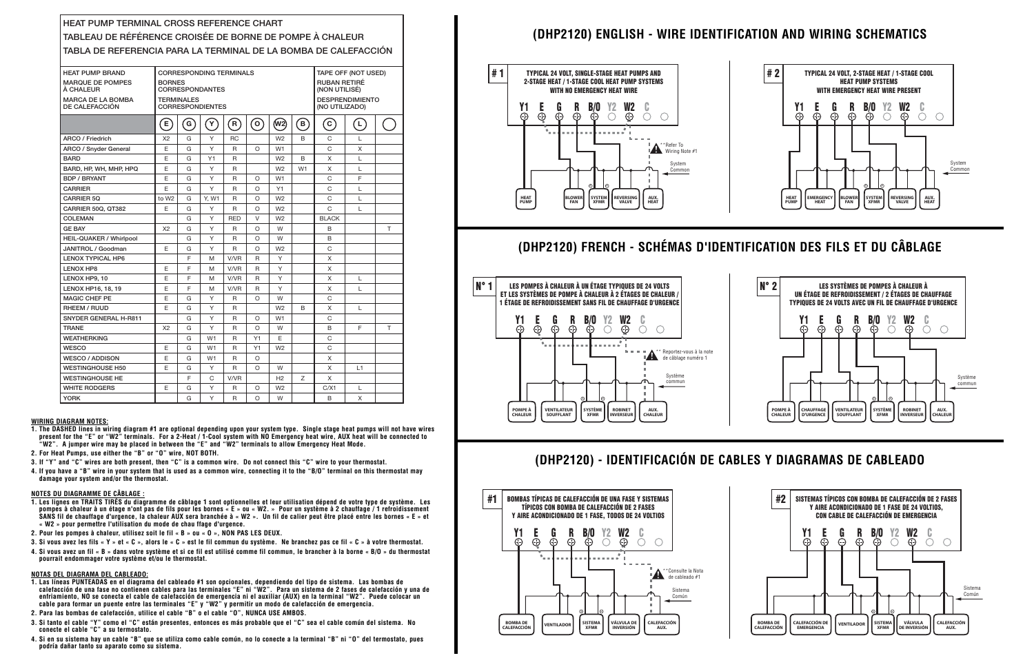HEAT PUMP TERMINAL CROSS REFERENCE CHART

TABLEAU DE RÉFÉRENCE CROISÉE DE BORNE DE POMPE À CHALEUR

TABLA DE REFERENCIA PARA LA TERMINAL DE LA BOMBA DE CALEFACCIÓN

| HEAT PUMP BRAND / MARQUE DE POMPES À CHALEUR / MARCA DE LA BOMBA DE CALEFACCIÓN | CORRESPONDING TERMINALS / BORNES CORRESPONDANTES / TERMINALES CORRESPONDIENTES | | | | | | | TAPE OFF (NOT USED) / RUBAN RETIRÉ (NON UTILISÉ) / DESPRENDIMIENTO (NO UTILIZADO) | | |
|---|---|---|---|---|---|---|---|---|---|---|
| | E | G | Y | R | O | W2 | B | C | L | |
| ARCO / Friedrich | X2 | G | Y | RC | | W2 | B | C | L | |
| ARCO / Snyder General | E | G | Y | R | O | W1 | | C | X | |
| BARD | E | G | Y1 | R | | W2 | B | X | L | |
| BARD, HP, WH, MHP, HPQ | E | G | Y | R | | W2 | W1 | X | L | |
| BDP / BRYANT | E | G | Y | R | O | W1 | | C | F | |
| CARRIER | E | G | Y | R | O | Y1 | | C | L | |
| CARRIER 5Q | to W2 | G | Y, W1 | R | O | W2 | | C | L | |
| CARRIER 50Q, QT382 | E | G | Y | R | O | W2 | | C | L | |
| COLEMAN | | G | Y | RED | V | W2 | | BLACK | | |
| GE BAY | X2 | G | Y | R | O | W | | B | | T |
| HEIL-QUAKER / Whirlpool | | G | Y | R | O | W | | B | | |
| JANITROL / Goodman | E | G | Y | R | O | W2 | | C | | |
| LENOX TYPICAL HP6 | | F | M | V/VR | R | Y | | X | | |
| LENOX HP8 | E | F | M | V/VR | R | Y | | X | | |
| LENOX HP9, 10 | E | F | M | V/VR | R | Y | | X | L | |
| LENOX HP16, 18, 19 | E | F | M | V/VR | R | Y | | X | L | |
| MAGIC CHEF PE | E | G | Y | R | O | W | | C | | |
| RHEEM / RUUD | E | G | Y | R | | W2 | B | X | L | |
| SNYDER GENERAL H-R811 | | G | Y | R | O | W1 | | C | | |
| TRANE | X2 | G | Y | R | O | W | | B | F | T |
| WEATHERKING | | G | W1 | R | Y1 | E | | C | | |
| WESCO | E | G | W1 | R | Y1 | W2 | | C | | |
| WESCO / ADDISON | E | G | W1 | R | O | | | X | | |
| WESTINGHOUSE H50 | E | G | Y | R | O | W | | X | L1 | |
| WESTINGHOUSE HE | | F | C | V/VR | | H2 | Z | X | | |
| WHITE RODGERS | E | G | Y | R | O | W2 | | C/X1 | L | |
| YORK | | G | Y | R | O | W | | B | X | |

**WIRING DIAGRAM NOTES:**

1. The DASHED lines in wiring diagram #1 are optional depending upon your system type. Single stage heat pumps will not have wires present for the "E" or "W2" terminals. For a 2-Heat / 1-Cool system with NO Emergency heat wire, AUX heat will be connected to "W2". A jumper wire may be placed in between the "E" and "W2" terminals to allow Emergency Heat Mode.
2. For Heat Pumps, use either the "B" or "O" wire, NOT BOTH.
3. If "Y" and "C" wires are both present, then "C" is a common wire. Do not connect this "C" wire to your thermostat.
4. If you have a "B" wire in your system that is used as a common wire, connecting it to the "B/O" terminal on this thermostat may damage your system and/or the thermostat.

**NOTES DU DIAGRAMME DE CÂBLAGE :**

1. Les lignes en TRAITS TIRÉS du diagramme de câblage 1 sont optionnelles et leur utilisation dépend de votre type de système. Les pompes à chaleur à un étage n'ont pas de fils pour les bornes « E » ou « W2. » Pour un système à 2 chauffage / 1 refroidissement SANS fil de chauffage d'urgence, la chaleur AUX sera branchée à « W2 ». Un fil de calier peut être placé entre les bornes « E » et « W2 » pour permettre l'utilisation du mode de chau ffage d'urgence.
2. Pour les pompes à chaleur, utilisez soit le fil « B » ou « O », NON PAS LES DEUX.
3. Si vous avez les fils « Y » et « C », alors le « C » est le fil commun du système. Ne branchez pas ce fil « C » à votre thermostat.
4. Si vous avez un fil « B » dans votre système et si ce fil est utilisé comme fil commun, le brancher à la borne « B/O » du thermostat pourrait endommager votre système et/ou le thermostat.

**NOTAS DEL DIAGRAMA DEL CABLEADO:**

1. Las líneas PUNTEADAS en el diagrama del cableado #1 son opcionales, dependiendo del tipo de sistema. Las bombas de calefacción de una fase no contienen cables para las terminales "E" ni "W2". Para un sistema de 2 fases de calefacción y una de enfriamiento, NO se conecta el cable de calefacción de emergencia ni el auxiliar (AUX) en la terminal "W2". Puede colocar un cable para formar un puente entre las terminales "E" y "W2" y permitir un modo de calefacción de emergencia.
2. Para las bombas de calefacción, utilice el cable "B" o el cable "O", NUNCA USE AMBOS.
3. Si tanto el cable "Y" como el "C" están presentes, entonces es más probable que el "C" sea el cable común del sistema. No conecte el cable "C" a su termostato.
4. Si en su sistema hay un cable "B" que se utiliza como cable común, no lo conecte a la terminal "B" ni "O" del termostato, pues podría dañar tanto su aparato como su sistema.

## (DHP2120) ENGLISH - WIRE IDENTIFICATION AND WIRING SCHEMATICS

**# 1** TYPICAL 24 VOLT, SINGLE-STAGE HEAT PUMPS AND 2-STAGE HEAT / 1-STAGE COOL HEAT PUMP SYSTEMS WITH NO EMERGENCY HEAT WIRE

Y1 E G R B/O Y2 W2 C

**Refer To Wiring Note #1

System Common

HEAT PUMP | BLOWER FAN | SYSTEM XFMR | REVERSING VALVE | AUX. HEAT

**# 2** TYPICAL 24 VOLT, 2-STAGE HEAT / 1-STAGE COOL HEAT PUMP SYSTEMS WITH EMERGENCY HEAT WIRE PRESENT

Y1 E G R B/O Y2 W2 C

System Common

HEAT PUMP | EMERGENCY HEAT | BLOWER FAN | SYSTEM XFMR | REVERSING VALVE | AUX. HEAT

## (DHP2120) FRENCH - SCHÉMAS D'IDENTIFICATION DES FILS ET DU CÂBLAGE

**N° 1** LES POMPES À CHALEUR À UN ÉTAGE TYPIQUES DE 24 VOLTS ET LES SYSTÈMES DE POMPE À CHALEUR À 2 ÉTAGES DE CHALEUR / 1 ÉTAGE DE REFROIDISSEMENT SANS FIL DE CHAUFFAGE D'URGENCE

Y1 E G R B/O Y2 W2 C

** Reportez-vous à la note de câblage numéro 1

Système commun

POMPE À CHALEUR | VENTILATEUR SOUFFLANT | SYSTÈME XFMR | ROBINET INVERSEUR | AUX. CHALEUR

**N° 2** LES SYSTÈMES DE POMPES À CHALEUR À UN ÉTAGE DE REFROIDISSEMENT / 2 ÉTAGES DE CHAUFFAGE TYPIQUES DE 24 VOLTS AVEC UN FIL DE CHAUFFAGE D'URGENCE

Y1 E G R B/O Y2 W2 C

Système commun

POMPE À CHALEUR | CHAUFFAGE D'URGENCE | VENTILATEUR SOUFFLANT | SYSTÈME XFMR | ROBINET INVERSEUR | AUX. CHALEUR

## (DHP2120) - IDENTIFICACIÓN DE CABLES Y DIAGRAMAS DE CABLEADO

**#1** BOMBAS TÍPICAS DE CALEFACCIÓN DE UNA FASE Y SISTEMAS TÍPICOS CON BOMBA DE CALEFACCIÓN DE 2 FASES Y AIRE ACONDICIONADO DE 1 FASE, TODOS DE 24 VOLTIOS

Y1 E G R B/O Y2 W2 C

**Consulte la Nota de cableado #1

Sistema Común

BOMBA DE CALEFACCIÓN | VENTILADOR | SISTEMA XFMR | VÁLVULA DE INVERSIÓN | CALEFACCIÓN AUX.

**#2** SISTEMAS TÍPICOS CON BOMBA DE CALEFACCIÓN DE 2 FASES Y AIRE ACONDICIONADO DE 1 FASE DE 24 VOLTIOS, CON CABLE DE CALEFACCIÓN DE EMERGENCIA

Y1 E G R B/O Y2 W2 C

Sistema Común

BOMBA DE CALEFACCIÓN | CALEFACCIÓN DE EMERGENCIA | VENTILADOR | SISTEMA XFMR | VÁLVULA DE INVERSIÓN | CALEFACCIÓN AUX.